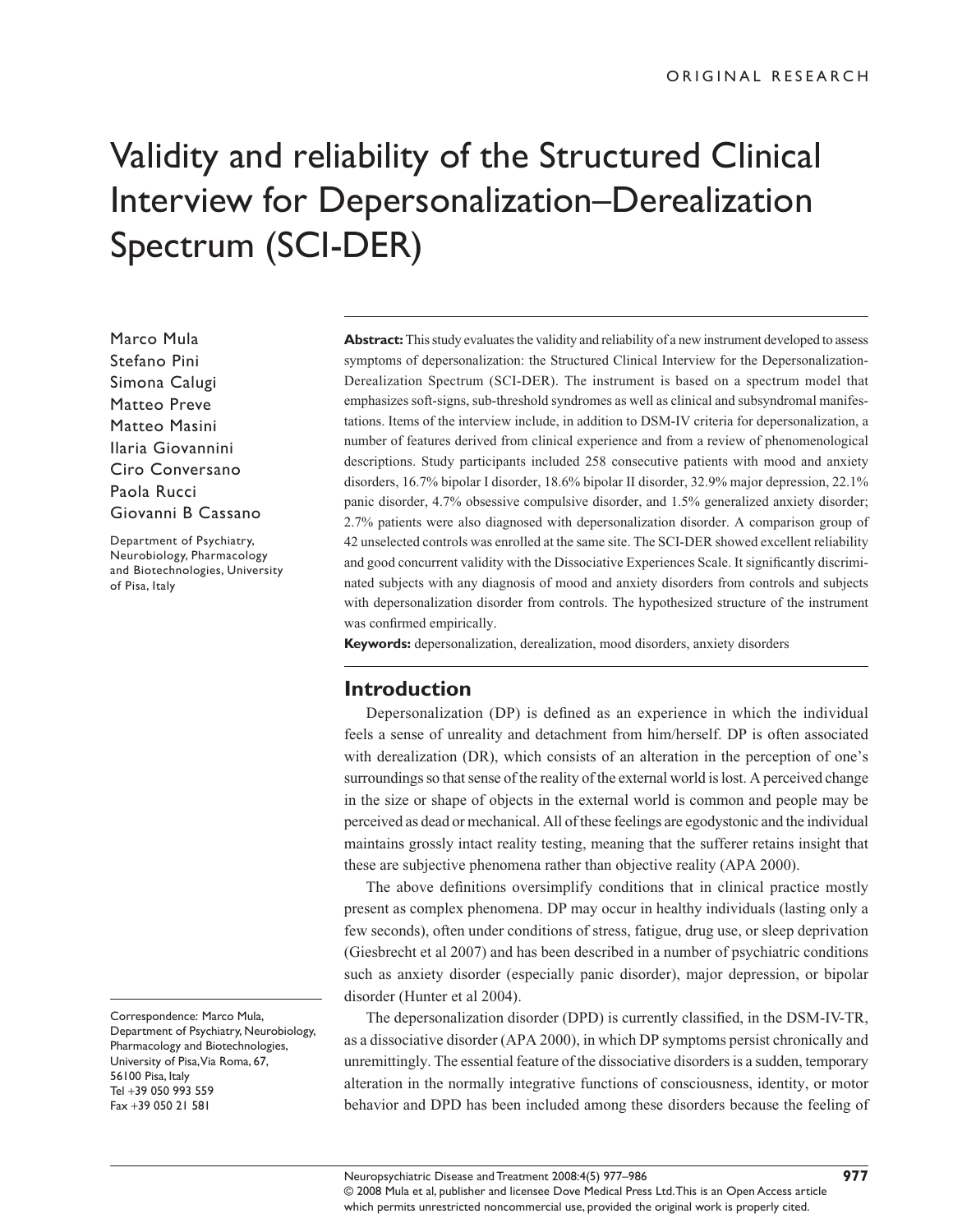ORIGINAL RESEARCH

# Validity and reliability of the Structured Clinical Interview for Depersonalization–Derealization Spectrum (SCI-DER)

Marco Mula
Stefano Pini
Simona Calugi
Matteo Preve
Matteo Masini
Ilaria Giovannini
Ciro Conversano
Paola Rucci
Giovanni B Cassano

Department of Psychiatry, Neurobiology, Pharmacology and Biotechnologies, University of Pisa, Italy

Correspondence: Marco Mula, Department of Psychiatry, Neurobiology, Pharmacology and Biotechnologies, University of Pisa, Via Roma, 67, 56100 Pisa, Italy
Tel +39 050 993 559
Fax +39 050 21 581

**Abstract:** This study evaluates the validity and reliability of a new instrument developed to assess symptoms of depersonalization: the Structured Clinical Interview for the Depersonalization-Derealization Spectrum (SCI-DER). The instrument is based on a spectrum model that emphasizes soft-signs, sub-threshold syndromes as well as clinical and subsyndromal manifestations. Items of the interview include, in addition to DSM-IV criteria for depersonalization, a number of features derived from clinical experience and from a review of phenomenological descriptions. Study participants included 258 consecutive patients with mood and anxiety disorders, 16.7% bipolar I disorder, 18.6% bipolar II disorder, 32.9% major depression, 22.1% panic disorder, 4.7% obsessive compulsive disorder, and 1.5% generalized anxiety disorder; 2.7% patients were also diagnosed with depersonalization disorder. A comparison group of 42 unselected controls was enrolled at the same site. The SCI-DER showed excellent reliability and good concurrent validity with the Dissociative Experiences Scale. It significantly discriminated subjects with any diagnosis of mood and anxiety disorders from controls and subjects with depersonalization disorder from controls. The hypothesized structure of the instrument was confirmed empirically.

**Keywords:** depersonalization, derealization, mood disorders, anxiety disorders

## Introduction

Depersonalization (DP) is defined as an experience in which the individual feels a sense of unreality and detachment from him/herself. DP is often associated with derealization (DR), which consists of an alteration in the perception of one's surroundings so that sense of the reality of the external world is lost. A perceived change in the size or shape of objects in the external world is common and people may be perceived as dead or mechanical. All of these feelings are egodystonic and the individual maintains grossly intact reality testing, meaning that the sufferer retains insight that these are subjective phenomena rather than objective reality (APA 2000).

The above definitions oversimplify conditions that in clinical practice mostly present as complex phenomena. DP may occur in healthy individuals (lasting only a few seconds), often under conditions of stress, fatigue, drug use, or sleep deprivation (Giesbrecht et al 2007) and has been described in a number of psychiatric conditions such as anxiety disorder (especially panic disorder), major depression, or bipolar disorder (Hunter et al 2004).

The depersonalization disorder (DPD) is currently classified, in the DSM-IV-TR, as a dissociative disorder (APA 2000), in which DP symptoms persist chronically and unremittingly. The essential feature of the dissociative disorders is a sudden, temporary alteration in the normally integrative functions of consciousness, identity, or motor behavior and DPD has been included among these disorders because the feeling of

© 2008 Mula et al, publisher and licensee Dove Medical Press Ltd. This is an Open Access article which permits unrestricted noncommercial use, provided the original work is properly cited.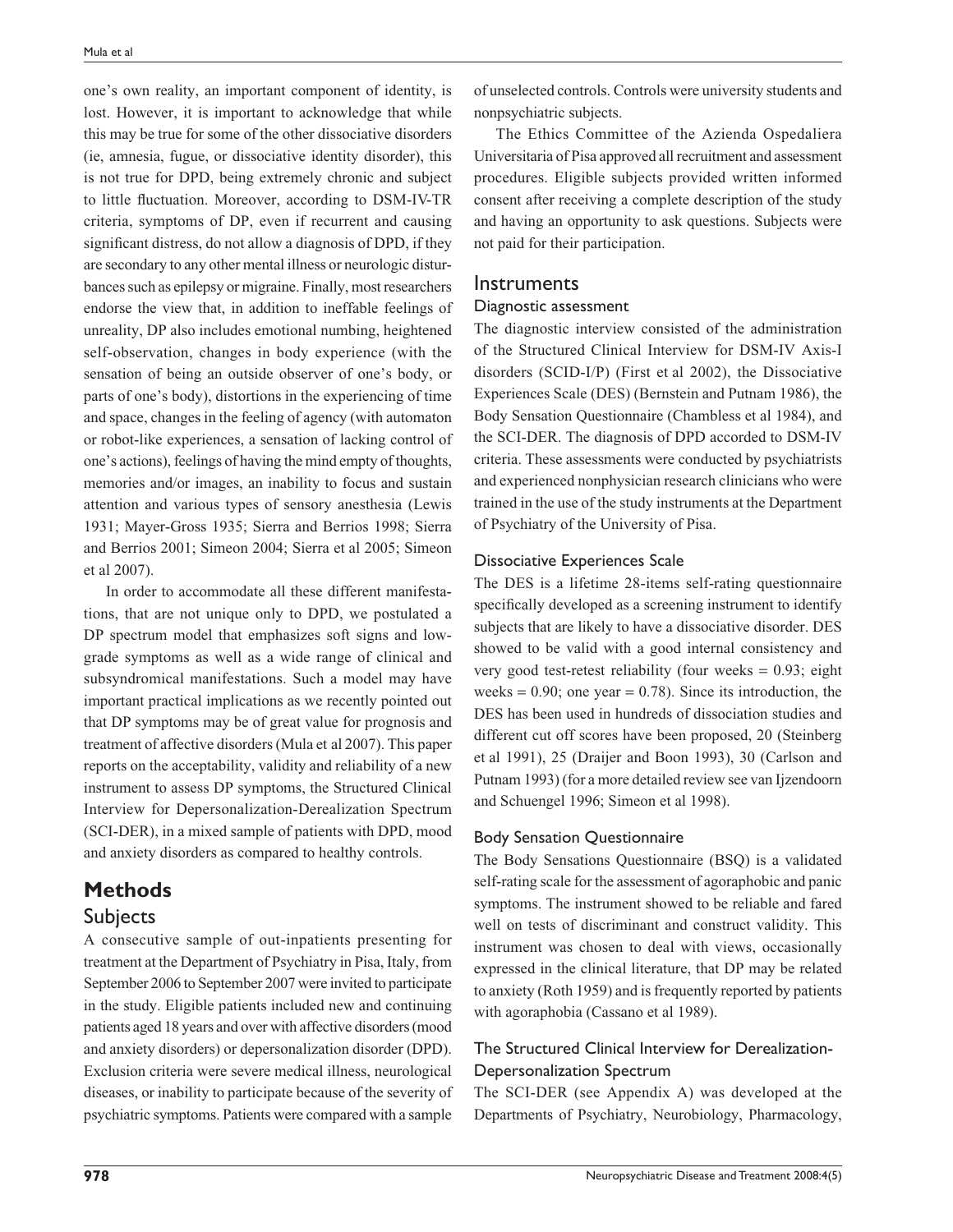one's own reality, an important component of identity, is lost. However, it is important to acknowledge that while this may be true for some of the other dissociative disorders (ie, amnesia, fugue, or dissociative identity disorder), this is not true for DPD, being extremely chronic and subject to little fluctuation. Moreover, according to DSM-IV-TR criteria, symptoms of DP, even if recurrent and causing significant distress, do not allow a diagnosis of DPD, if they are secondary to any other mental illness or neurologic disturbances such as epilepsy or migraine. Finally, most researchers endorse the view that, in addition to ineffable feelings of unreality, DP also includes emotional numbing, heightened self-observation, changes in body experience (with the sensation of being an outside observer of one's body, or parts of one's body), distortions in the experiencing of time and space, changes in the feeling of agency (with automaton or robot-like experiences, a sensation of lacking control of one's actions), feelings of having the mind empty of thoughts, memories and/or images, an inability to focus and sustain attention and various types of sensory anesthesia (Lewis 1931; Mayer-Gross 1935; Sierra and Berrios 1998; Sierra and Berrios 2001; Simeon 2004; Sierra et al 2005; Simeon et al 2007).

In order to accommodate all these different manifestations, that are not unique only to DPD, we postulated a DP spectrum model that emphasizes soft signs and low-grade symptoms as well as a wide range of clinical and subsyndromical manifestations. Such a model may have important practical implications as we recently pointed out that DP symptoms may be of great value for prognosis and treatment of affective disorders (Mula et al 2007). This paper reports on the acceptability, validity and reliability of a new instrument to assess DP symptoms, the Structured Clinical Interview for Depersonalization-Derealization Spectrum (SCI-DER), in a mixed sample of patients with DPD, mood and anxiety disorders as compared to healthy controls.

# Methods

## Subjects

A consecutive sample of out-inpatients presenting for treatment at the Department of Psychiatry in Pisa, Italy, from September 2006 to September 2007 were invited to participate in the study. Eligible patients included new and continuing patients aged 18 years and over with affective disorders (mood and anxiety disorders) or depersonalization disorder (DPD). Exclusion criteria were severe medical illness, neurological diseases, or inability to participate because of the severity of psychiatric symptoms. Patients were compared with a sample of unselected controls. Controls were university students and nonpsychiatric subjects.

The Ethics Committee of the Azienda Ospedaliera Universitaria of Pisa approved all recruitment and assessment procedures. Eligible subjects provided written informed consent after receiving a complete description of the study and having an opportunity to ask questions. Subjects were not paid for their participation.

## Instruments

### Diagnostic assessment

The diagnostic interview consisted of the administration of the Structured Clinical Interview for DSM-IV Axis-I disorders (SCID-I/P) (First et al 2002), the Dissociative Experiences Scale (DES) (Bernstein and Putnam 1986), the Body Sensation Questionnaire (Chambless et al 1984), and the SCI-DER. The diagnosis of DPD accorded to DSM-IV criteria. These assessments were conducted by psychiatrists and experienced nonphysician research clinicians who were trained in the use of the study instruments at the Department of Psychiatry of the University of Pisa.

### Dissociative Experiences Scale

The DES is a lifetime 28-items self-rating questionnaire specifically developed as a screening instrument to identify subjects that are likely to have a dissociative disorder. DES showed to be valid with a good internal consistency and very good test-retest reliability (four weeks = 0.93; eight weeks = 0.90; one year = 0.78). Since its introduction, the DES has been used in hundreds of dissociation studies and different cut off scores have been proposed, 20 (Steinberg et al 1991), 25 (Draijer and Boon 1993), 30 (Carlson and Putnam 1993) (for a more detailed review see van Ijzendoorn and Schuengel 1996; Simeon et al 1998).

### Body Sensation Questionnaire

The Body Sensations Questionnaire (BSQ) is a validated self-rating scale for the assessment of agoraphobic and panic symptoms. The instrument showed to be reliable and fared well on tests of discriminant and construct validity. This instrument was chosen to deal with views, occasionally expressed in the clinical literature, that DP may be related to anxiety (Roth 1959) and is frequently reported by patients with agoraphobia (Cassano et al 1989).

### The Structured Clinical Interview for Derealization-Depersonalization Spectrum

The SCI-DER (see Appendix A) was developed at the Departments of Psychiatry, Neurobiology, Pharmacology,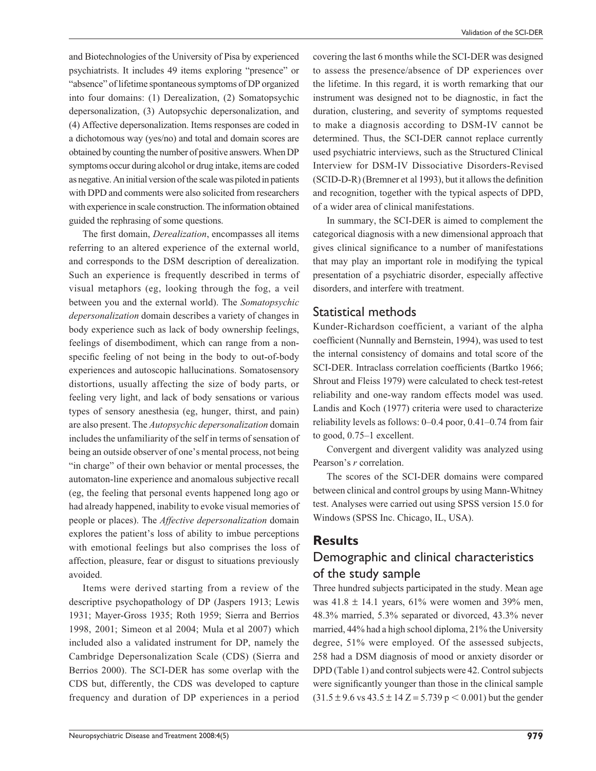and Biotechnologies of the University of Pisa by experienced psychiatrists. It includes 49 items exploring "presence" or "absence" of lifetime spontaneous symptoms of DP organized into four domains: (1) Derealization, (2) Somatopsychic depersonalization, (3) Autopsychic depersonalization, and (4) Affective depersonalization. Items responses are coded in a dichotomous way (yes/no) and total and domain scores are obtained by counting the number of positive answers. When DP symptoms occur during alcohol or drug intake, items are coded as negative. An initial version of the scale was piloted in patients with DPD and comments were also solicited from researchers with experience in scale construction. The information obtained guided the rephrasing of some questions.

The first domain, *Derealization*, encompasses all items referring to an altered experience of the external world, and corresponds to the DSM description of derealization. Such an experience is frequently described in terms of visual metaphors (eg, looking through the fog, a veil between you and the external world). The *Somatopsychic depersonalization* domain describes a variety of changes in body experience such as lack of body ownership feelings, feelings of disembodiment, which can range from a non-specific feeling of not being in the body to out-of-body experiences and autoscopic hallucinations. Somatosensory distortions, usually affecting the size of body parts, or feeling very light, and lack of body sensations or various types of sensory anesthesia (eg, hunger, thirst, and pain) are also present. The *Autopsychic depersonalization* domain includes the unfamiliarity of the self in terms of sensation of being an outside observer of one's mental process, not being "in charge" of their own behavior or mental processes, the automaton-line experience and anomalous subjective recall (eg, the feeling that personal events happened long ago or had already happened, inability to evoke visual memories of people or places). The *Affective depersonalization* domain explores the patient's loss of ability to imbue perceptions with emotional feelings but also comprises the loss of affection, pleasure, fear or disgust to situations previously avoided.

Items were derived starting from a review of the descriptive psychopathology of DP (Jaspers 1913; Lewis 1931; Mayer-Gross 1935; Roth 1959; Sierra and Berrios 1998, 2001; Simeon et al 2004; Mula et al 2007) which included also a validated instrument for DP, namely the Cambridge Depersonalization Scale (CDS) (Sierra and Berrios 2000). The SCI-DER has some overlap with the CDS but, differently, the CDS was developed to capture frequency and duration of DP experiences in a period covering the last 6 months while the SCI-DER was designed to assess the presence/absence of DP experiences over the lifetime. In this regard, it is worth remarking that our instrument was designed not to be diagnostic, in fact the duration, clustering, and severity of symptoms requested to make a diagnosis according to DSM-IV cannot be determined. Thus, the SCI-DER cannot replace currently used psychiatric interviews, such as the Structured Clinical Interview for DSM-IV Dissociative Disorders-Revised (SCID-D-R) (Bremner et al 1993), but it allows the definition and recognition, together with the typical aspects of DPD, of a wider area of clinical manifestations.

In summary, the SCI-DER is aimed to complement the categorical diagnosis with a new dimensional approach that gives clinical significance to a number of manifestations that may play an important role in modifying the typical presentation of a psychiatric disorder, especially affective disorders, and interfere with treatment.

## Statistical methods

Kunder-Richardson coefficient, a variant of the alpha coefficient (Nunnally and Bernstein, 1994), was used to test the internal consistency of domains and total score of the SCI-DER. Intraclass correlation coefficients (Bartko 1966; Shrout and Fleiss 1979) were calculated to check test-retest reliability and one-way random effects model was used. Landis and Koch (1977) criteria were used to characterize reliability levels as follows: 0–0.4 poor, 0.41–0.74 from fair to good, 0.75–1 excellent.

Convergent and divergent validity was analyzed using Pearson's *r* correlation.

The scores of the SCI-DER domains were compared between clinical and control groups by using Mann-Whitney test. Analyses were carried out using SPSS version 15.0 for Windows (SPSS Inc. Chicago, IL, USA).

# Results

## Demographic and clinical characteristics of the study sample

Three hundred subjects participated in the study. Mean age was $41.8 \pm 14.1$ years, 61% were women and 39% men, 48.3% married, 5.3% separated or divorced, 43.3% never married, 44% had a high school diploma, 21% the University degree, 51% were employed. Of the assessed subjects, 258 had a DSM diagnosis of mood or anxiety disorder or DPD (Table 1) and control subjects were 42. Control subjects were significantly younger than those in the clinical sample ($31.5 \pm 9.6$ vs $43.5 \pm 14$ $Z = 5.739$ $p < 0.001$) but the gender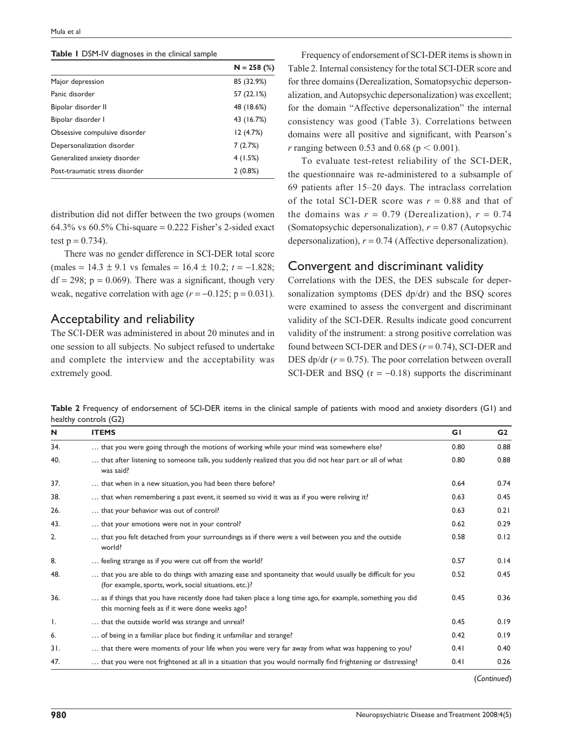**Table 1** DSM-IV diagnoses in the clinical sample

| | N = 258 (%) |
|---|---|
| Major depression | 85 (32.9%) |
| Panic disorder | 57 (22.1%) |
| Bipolar disorder II | 48 (18.6%) |
| Bipolar disorder I | 43 (16.7%) |
| Obsessive compulsive disorder | 12 (4.7%) |
| Depersonalization disorder | 7 (2.7%) |
| Generalized anxiety disorder | 4 (1.5%) |
| Post-traumatic stress disorder | 2 (0.8%) |

distribution did not differ between the two groups (women 64.3% vs 60.5% Chi-square = 0.222 Fisher's 2-sided exact test $p = 0.734$).

There was no gender difference in SCI-DER total score (males = 14.3 ± 9.1 vs females = 16.4 ± 10.2; $t = -1.828$; df = 298; $p = 0.069$). There was a significant, though very weak, negative correlation with age ($r = -0.125$; $p = 0.031$).

## Acceptability and reliability

The SCI-DER was administered in about 20 minutes and in one session to all subjects. No subject refused to undertake and complete the interview and the acceptability was extremely good.

Frequency of endorsement of SCI-DER items is shown in Table 2. Internal consistency for the total SCI-DER score and for three domains (Derealization, Somatopsychic depersonalization, and Autopsychic depersonalization) was excellent; for the domain "Affective depersonalization" the internal consistency was good (Table 3). Correlations between domains were all positive and significant, with Pearson's $r$ ranging between 0.53 and 0.68 ($p < 0.001$).

To evaluate test-retest reliability of the SCI-DER, the questionnaire was re-administered to a subsample of 69 patients after 15–20 days. The intraclass correlation of the total SCI-DER score was $r = 0.88$ and that of the domains was $r = 0.79$ (Derealization), $r = 0.74$ (Somatopsychic depersonalization), $r = 0.87$ (Autopsychic depersonalization), $r = 0.74$ (Affective depersonalization).

## Convergent and discriminant validity

Correlations with the DES, the DES subscale for depersonalization symptoms (DES dp/dr) and the BSQ scores were examined to assess the convergent and discriminant validity of the SCI-DER. Results indicate good concurrent validity of the instrument: a strong positive correlation was found between SCI-DER and DES ($r = 0.74$), SCI-DER and DES dp/dr ($r = 0.75$). The poor correlation between overall SCI-DER and BSQ ($r = -0.18$) supports the discriminant

**Table 2** Frequency of endorsement of SCI-DER items in the clinical sample of patients with mood and anxiety disorders (G1) and healthy controls (G2)

| N | ITEMS | G1 | G2 |
|---|---|---|---|
| 34. | … that you were going through the motions of working while your mind was somewhere else? | 0.80 | 0.88 |
| 40. | … that after listening to someone talk, you suddenly realized that you did not hear part or all of what was said? | 0.80 | 0.88 |
| 37. | … that when in a new situation, you had been there before? | 0.64 | 0.74 |
| 38. | … that when remembering a past event, it seemed so vivid it was as if you were reliving it? | 0.63 | 0.45 |
| 26. | … that your behavior was out of control? | 0.63 | 0.21 |
| 43. | … that your emotions were not in your control? | 0.62 | 0.29 |
| 2. | … that you felt detached from your surroundings as if there were a veil between you and the outside world? | 0.58 | 0.12 |
| 8. | … feeling strange as if you were cut off from the world? | 0.57 | 0.14 |
| 48. | … that you are able to do things with amazing ease and spontaneity that would usually be difficult for you (for example, sports, work, social situations, etc.)? | 0.52 | 0.45 |
| 36. | … as if things that you have recently done had taken place a long time ago, for example, something you did this morning feels as if it were done weeks ago? | 0.45 | 0.36 |
| 1. | … that the outside world was strange and unreal? | 0.45 | 0.19 |
| 6. | … of being in a familiar place but finding it unfamiliar and strange? | 0.42 | 0.19 |
| 31. | … that there were moments of your life when you were very far away from what was happening to you? | 0.41 | 0.40 |
| 47. | … that you were not frightened at all in a situation that you would normally find frightening or distressing? | 0.41 | 0.26 |

(*Continued*)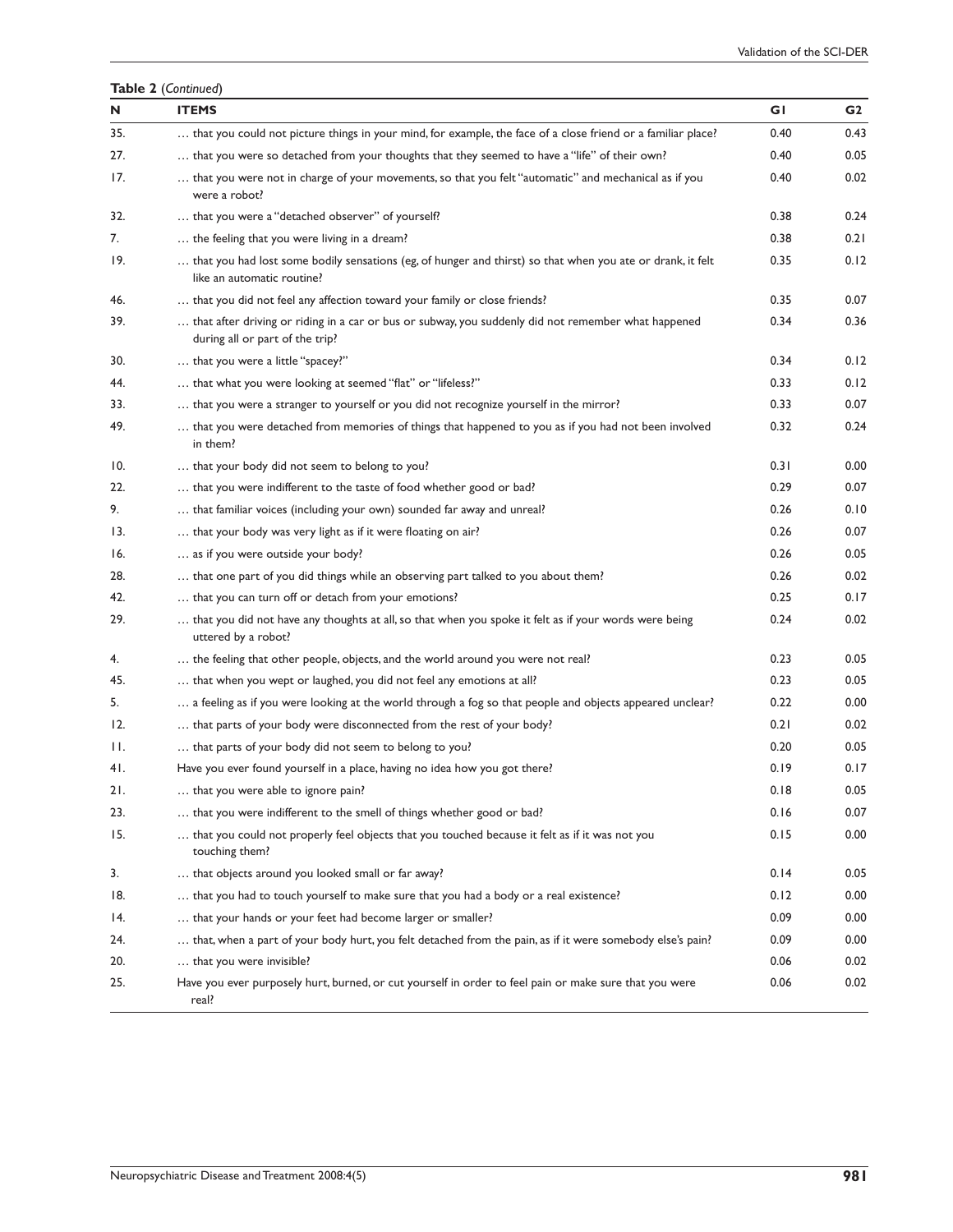**Table 2** (*Continued*)

| N | ITEMS | G1 | G2 |
|---|---|---|---|
| 35. | … that you could not picture things in your mind, for example, the face of a close friend or a familiar place? | 0.40 | 0.43 |
| 27. | … that you were so detached from your thoughts that they seemed to have a "life" of their own? | 0.40 | 0.05 |
| 17. | … that you were not in charge of your movements, so that you felt "automatic" and mechanical as if you were a robot? | 0.40 | 0.02 |
| 32. | … that you were a "detached observer" of yourself? | 0.38 | 0.24 |
| 7. | … the feeling that you were living in a dream? | 0.38 | 0.21 |
| 19. | … that you had lost some bodily sensations (eg, of hunger and thirst) so that when you ate or drank, it felt like an automatic routine? | 0.35 | 0.12 |
| 46. | … that you did not feel any affection toward your family or close friends? | 0.35 | 0.07 |
| 39. | … that after driving or riding in a car or bus or subway, you suddenly did not remember what happened during all or part of the trip? | 0.34 | 0.36 |
| 30. | … that you were a little "spacey?" | 0.34 | 0.12 |
| 44. | … that what you were looking at seemed "flat" or "lifeless?" | 0.33 | 0.12 |
| 33. | … that you were a stranger to yourself or you did not recognize yourself in the mirror? | 0.33 | 0.07 |
| 49. | … that you were detached from memories of things that happened to you as if you had not been involved in them? | 0.32 | 0.24 |
| 10. | … that your body did not seem to belong to you? | 0.31 | 0.00 |
| 22. | … that you were indifferent to the taste of food whether good or bad? | 0.29 | 0.07 |
| 9. | … that familiar voices (including your own) sounded far away and unreal? | 0.26 | 0.10 |
| 13. | … that your body was very light as if it were floating on air? | 0.26 | 0.07 |
| 16. | … as if you were outside your body? | 0.26 | 0.05 |
| 28. | … that one part of you did things while an observing part talked to you about them? | 0.26 | 0.02 |
| 42. | … that you can turn off or detach from your emotions? | 0.25 | 0.17 |
| 29. | … that you did not have any thoughts at all, so that when you spoke it felt as if your words were being uttered by a robot? | 0.24 | 0.02 |
| 4. | … the feeling that other people, objects, and the world around you were not real? | 0.23 | 0.05 |
| 45. | … that when you wept or laughed, you did not feel any emotions at all? | 0.23 | 0.05 |
| 5. | … a feeling as if you were looking at the world through a fog so that people and objects appeared unclear? | 0.22 | 0.00 |
| 12. | … that parts of your body were disconnected from the rest of your body? | 0.21 | 0.02 |
| 11. | … that parts of your body did not seem to belong to you? | 0.20 | 0.05 |
| 41. | Have you ever found yourself in a place, having no idea how you got there? | 0.19 | 0.17 |
| 21. | … that you were able to ignore pain? | 0.18 | 0.05 |
| 23. | … that you were indifferent to the smell of things whether good or bad? | 0.16 | 0.07 |
| 15. | … that you could not properly feel objects that you touched because it felt as if it was not you touching them? | 0.15 | 0.00 |
| 3. | … that objects around you looked small or far away? | 0.14 | 0.05 |
| 18. | … that you had to touch yourself to make sure that you had a body or a real existence? | 0.12 | 0.00 |
| 14. | … that your hands or your feet had become larger or smaller? | 0.09 | 0.00 |
| 24. | … that, when a part of your body hurt, you felt detached from the pain, as if it were somebody else's pain? | 0.09 | 0.00 |
| 20. | … that you were invisible? | 0.06 | 0.02 |
| 25. | Have you ever purposely hurt, burned, or cut yourself in order to feel pain or make sure that you were real? | 0.06 | 0.02 |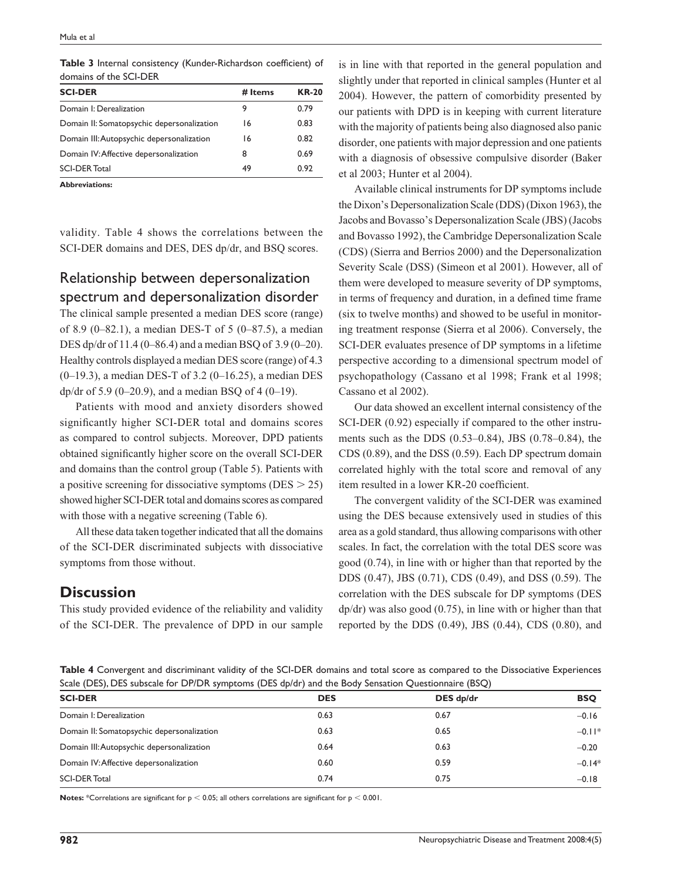**Table 3** Internal consistency (Kunder-Richardson coefficient) of domains of the SCI-DER

| SCI-DER | # Items | KR-20 |
|---|---|---|
| Domain I: Derealization | 9 | 0.79 |
| Domain II: Somatopsychic depersonalization | 16 | 0.83 |
| Domain III: Autopsychic depersonalization | 16 | 0.82 |
| Domain IV: Affective depersonalization | 8 | 0.69 |
| SCI-DER Total | 49 | 0.92 |

**Abbreviations:**

validity. Table 4 shows the correlations between the SCI-DER domains and DES, DES dp/dr, and BSQ scores.

## Relationship between depersonalization spectrum and depersonalization disorder

The clinical sample presented a median DES score (range) of 8.9 (0–82.1), a median DES-T of 5 (0–87.5), a median DES dp/dr of 11.4 (0–86.4) and a median BSQ of 3.9 (0–20). Healthy controls displayed a median DES score (range) of 4.3 (0–19.3), a median DES-T of 3.2 (0–16.25), a median DES dp/dr of 5.9 (0–20.9), and a median BSQ of 4 (0–19).

Patients with mood and anxiety disorders showed significantly higher SCI-DER total and domains scores as compared to control subjects. Moreover, DPD patients obtained significantly higher score on the overall SCI-DER and domains than the control group (Table 5). Patients with a positive screening for dissociative symptoms (DES $> 25$) showed higher SCI-DER total and domains scores as compared with those with a negative screening (Table 6).

All these data taken together indicated that all the domains of the SCI-DER discriminated subjects with dissociative symptoms from those without.

# Discussion

This study provided evidence of the reliability and validity of the SCI-DER. The prevalence of DPD in our sample is in line with that reported in the general population and slightly under that reported in clinical samples (Hunter et al 2004). However, the pattern of comorbidity presented by our patients with DPD is in keeping with current literature with the majority of patients being also diagnosed also panic disorder, one patients with major depression and one patients with a diagnosis of obsessive compulsive disorder (Baker et al 2003; Hunter et al 2004).

Available clinical instruments for DP symptoms include the Dixon's Depersonalization Scale (DDS) (Dixon 1963), the Jacobs and Bovasso's Depersonalization Scale (JBS) (Jacobs and Bovasso 1992), the Cambridge Depersonalization Scale (CDS) (Sierra and Berrios 2000) and the Depersonalization Severity Scale (DSS) (Simeon et al 2001). However, all of them were developed to measure severity of DP symptoms, in terms of frequency and duration, in a defined time frame (six to twelve months) and showed to be useful in monitoring treatment response (Sierra et al 2006). Conversely, the SCI-DER evaluates presence of DP symptoms in a lifetime perspective according to a dimensional spectrum model of psychopathology (Cassano et al 1998; Frank et al 1998; Cassano et al 2002).

Our data showed an excellent internal consistency of the SCI-DER (0.92) especially if compared to the other instruments such as the DDS (0.53–0.84), JBS (0.78–0.84), the CDS (0.89), and the DSS (0.59). Each DP spectrum domain correlated highly with the total score and removal of any item resulted in a lower KR-20 coefficient.

The convergent validity of the SCI-DER was examined using the DES because extensively used in studies of this area as a gold standard, thus allowing comparisons with other scales. In fact, the correlation with the total DES score was good (0.74), in line with or higher than that reported by the DDS (0.47), JBS (0.71), CDS (0.49), and DSS (0.59). The correlation with the DES subscale for DP symptoms (DES dp/dr) was also good (0.75), in line with or higher than that reported by the DDS (0.49), JBS (0.44), CDS (0.80), and

**Table 4** Convergent and discriminant validity of the SCI-DER domains and total score as compared to the Dissociative Experiences Scale (DES), DES subscale for DP/DR symptoms (DES dp/dr) and the Body Sensation Questionnaire (BSQ)

| SCI-DER | DES | DES dp/dr | BSQ |
|---|---|---|---|
| Domain I: Derealization | 0.63 | 0.67 | −0.16 |
| Domain II: Somatopsychic depersonalization | 0.63 | 0.65 | −0.11* |
| Domain III: Autopsychic depersonalization | 0.64 | 0.63 | −0.20 |
| Domain IV: Affective depersonalization | 0.60 | 0.59 | −0.14* |
| SCI-DER Total | 0.74 | 0.75 | −0.18 |

**Notes:** *Correlations are significant for $p < 0.05$; all others correlations are significant for $p < 0.001$.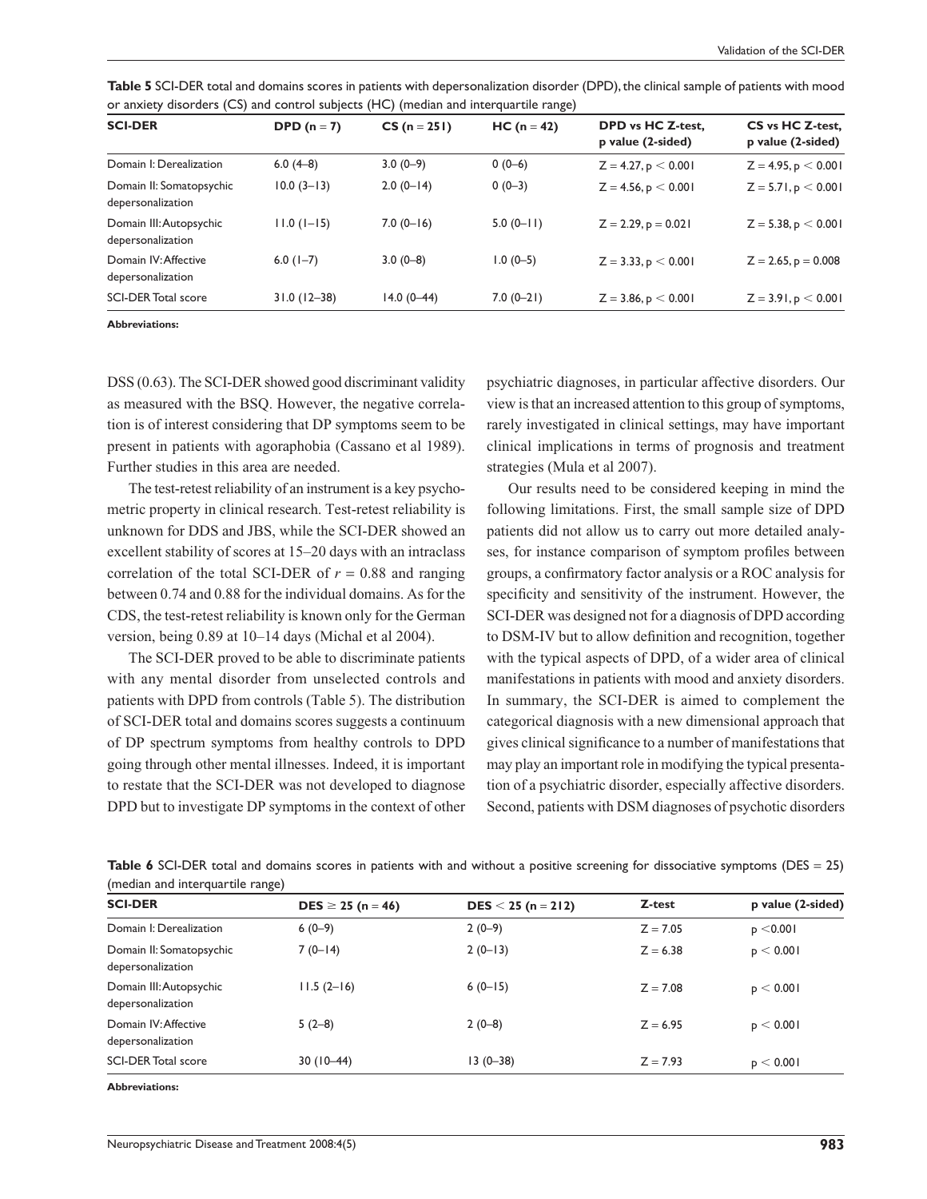**Table 5** SCI-DER total and domains scores in patients with depersonalization disorder (DPD), the clinical sample of patients with mood or anxiety disorders (CS) and control subjects (HC) (median and interquartile range)

| SCI-DER | DPD (n = 7) | CS (n = 251) | HC (n = 42) | DPD vs HC Z-test, p value (2-sided) | CS vs HC Z-test, p value (2-sided) |
|---|---|---|---|---|---|
| Domain I: Derealization | 6.0 (4–8) | 3.0 (0–9) | 0 (0–6) | $Z = 4.27, p < 0.001$ | $Z = 4.95, p < 0.001$ |
| Domain II: Somatopsychic depersonalization | 10.0 (3–13) | 2.0 (0–14) | 0 (0–3) | $Z = 4.56, p < 0.001$ | $Z = 5.71, p < 0.001$ |
| Domain III: Autopsychic depersonalization | 11.0 (1–15) | 7.0 (0–16) | 5.0 (0–11) | $Z = 2.29, p = 0.021$ | $Z = 5.38, p < 0.001$ |
| Domain IV: Affective depersonalization | 6.0 (1–7) | 3.0 (0–8) | 1.0 (0–5) | $Z = 3.33, p < 0.001$ | $Z = 2.65, p = 0.008$ |
| SCI-DER Total score | 31.0 (12–38) | 14.0 (0–44) | 7.0 (0–21) | $Z = 3.86, p < 0.001$ | $Z = 3.91, p < 0.001$ |

**Abbreviations:**

DSS (0.63). The SCI-DER showed good discriminant validity as measured with the BSQ. However, the negative correlation is of interest considering that DP symptoms seem to be present in patients with agoraphobia (Cassano et al 1989). Further studies in this area are needed.

The test-retest reliability of an instrument is a key psychometric property in clinical research. Test-retest reliability is unknown for DDS and JBS, while the SCI-DER showed an excellent stability of scores at 15–20 days with an intraclass correlation of the total SCI-DER of $r = 0.88$ and ranging between 0.74 and 0.88 for the individual domains. As for the CDS, the test-retest reliability is known only for the German version, being 0.89 at 10–14 days (Michal et al 2004).

The SCI-DER proved to be able to discriminate patients with any mental disorder from unselected controls and patients with DPD from controls (Table 5). The distribution of SCI-DER total and domains scores suggests a continuum of DP spectrum symptoms from healthy controls to DPD going through other mental illnesses. Indeed, it is important to restate that the SCI-DER was not developed to diagnose DPD but to investigate DP symptoms in the context of other psychiatric diagnoses, in particular affective disorders. Our view is that an increased attention to this group of symptoms, rarely investigated in clinical settings, may have important clinical implications in terms of prognosis and treatment strategies (Mula et al 2007).

Our results need to be considered keeping in mind the following limitations. First, the small sample size of DPD patients did not allow us to carry out more detailed analyses, for instance comparison of symptom profiles between groups, a confirmatory factor analysis or a ROC analysis for specificity and sensitivity of the instrument. However, the SCI-DER was designed not for a diagnosis of DPD according to DSM-IV but to allow definition and recognition, together with the typical aspects of DPD, of a wider area of clinical manifestations in patients with mood and anxiety disorders. In summary, the SCI-DER is aimed to complement the categorical diagnosis with a new dimensional approach that gives clinical significance to a number of manifestations that may play an important role in modifying the typical presentation of a psychiatric disorder, especially affective disorders. Second, patients with DSM diagnoses of psychotic disorders

**Table 6** SCI-DER total and domains scores in patients with and without a positive screening for dissociative symptoms (DES = 25) (median and interquartile range)

| SCI-DER | DES ≥ 25 (n = 46) | DES < 25 (n = 212) | Z-test | p value (2-sided) |
|---|---|---|---|---|
| Domain I: Derealization | 6 (0–9) | 2 (0–9) | $Z = 7.05$ | $p < 0.001$ |
| Domain II: Somatopsychic depersonalization | 7 (0–14) | 2 (0–13) | $Z = 6.38$ | $p < 0.001$ |
| Domain III: Autopsychic depersonalization | 11.5 (2–16) | 6 (0–15) | $Z = 7.08$ | $p < 0.001$ |
| Domain IV: Affective depersonalization | 5 (2–8) | 2 (0–8) | $Z = 6.95$ | $p < 0.001$ |
| SCI-DER Total score | 30 (10–44) | 13 (0–38) | $Z = 7.93$ | $p < 0.001$ |

**Abbreviations:**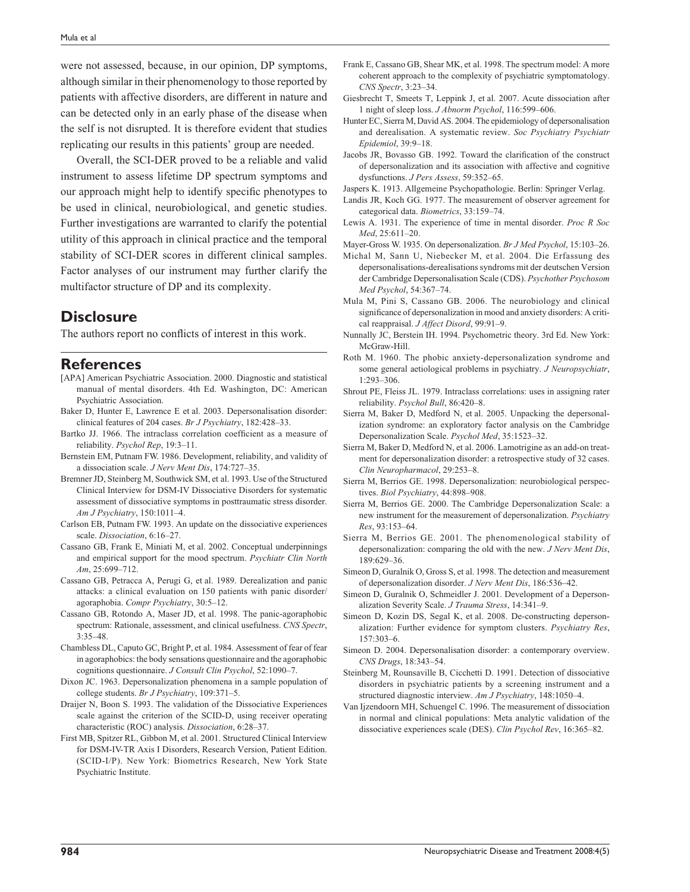were not assessed, because, in our opinion, DP symptoms, although similar in their phenomenology to those reported by patients with affective disorders, are different in nature and can be detected only in an early phase of the disease when the self is not disrupted. It is therefore evident that studies replicating our results in this patients' group are needed.

Overall, the SCI-DER proved to be a reliable and valid instrument to assess lifetime DP spectrum symptoms and our approach might help to identify specific phenotypes to be used in clinical, neurobiological, and genetic studies. Further investigations are warranted to clarify the potential utility of this approach in clinical practice and the temporal stability of SCI-DER scores in different clinical samples. Factor analyses of our instrument may further clarify the multifactor structure of DP and its complexity.

## Disclosure

The authors report no conflicts of interest in this work.

## References

[APA] American Psychiatric Association. 2000. Diagnostic and statistical manual of mental disorders. 4th Ed. Washington, DC: American Psychiatric Association.

Baker D, Hunter E, Lawrence E et al. 2003. Depersonalisation disorder: clinical features of 204 cases. *Br J Psychiatry*, 182:428–33.

Bartko JJ. 1966. The intraclass correlation coefficient as a measure of reliability. *Psychol Rep*, 19:3–11.

Bernstein EM, Putnam FW. 1986. Development, reliability, and validity of a dissociation scale. *J Nerv Ment Dis*, 174:727–35.

Bremner JD, Steinberg M, Southwick SM, et al. 1993. Use of the Structured Clinical Interview for DSM-IV Dissociative Disorders for systematic assessment of dissociative symptoms in posttraumatic stress disorder. *Am J Psychiatry*, 150:1011–4.

Carlson EB, Putnam FW. 1993. An update on the dissociative experiences scale. *Dissociation*, 6:16–27.

Cassano GB, Frank E, Miniati M, et al. 2002. Conceptual underpinnings and empirical support for the mood spectrum. *Psychiatr Clin North Am*, 25:699–712.

Cassano GB, Petracca A, Perugi G, et al. 1989. Derealization and panic attacks: a clinical evaluation on 150 patients with panic disorder/agoraphobia. *Compr Psychiatry*, 30:5–12.

Cassano GB, Rotondo A, Maser JD, et al. 1998. The panic-agoraphobic spectrum: Rationale, assessment, and clinical usefulness. *CNS Spectr*, 3:35–48.

Chambless DL, Caputo GC, Bright P, et al. 1984. Assessment of fear of fear in agoraphobics: the body sensations questionnaire and the agoraphobic cognitions questionnaire. *J Consult Clin Psychol*, 52:1090–7.

Dixon JC. 1963. Depersonalization phenomena in a sample population of college students. *Br J Psychiatry*, 109:371–5.

Draijer N, Boon S. 1993. The validation of the Dissociative Experiences scale against the criterion of the SCID-D, using receiver operating characteristic (ROC) analysis. *Dissociation*, 6:28–37.

First MB, Spitzer RL, Gibbon M, et al. 2001. Structured Clinical Interview for DSM-IV-TR Axis I Disorders, Research Version, Patient Edition. (SCID-I/P). New York: Biometrics Research, New York State Psychiatric Institute.

Frank E, Cassano GB, Shear MK, et al. 1998. The spectrum model: A more coherent approach to the complexity of psychiatric symptomatology. *CNS Spectr*, 3:23–34.

Giesbrecht T, Smeets T, Leppink J, et al. 2007. Acute dissociation after 1 night of sleep loss. *J Abnorm Psychol*, 116:599–606.

Hunter EC, Sierra M, David AS. 2004. The epidemiology of depersonalisation and derealisation. A systematic review. *Soc Psychiatry Psychiatr Epidemiol*, 39:9–18.

Jacobs JR, Bovasso GB. 1992. Toward the clarification of the construct of depersonalization and its association with affective and cognitive dysfunctions. *J Pers Assess*, 59:352–65.

Jaspers K. 1913. Allgemeine Psychopathologie. Berlin: Springer Verlag.

Landis JR, Koch GG. 1977. The measurement of observer agreement for categorical data. *Biometrics*, 33:159–74.

Lewis A. 1931. The experience of time in mental disorder. *Proc R Soc Med*, 25:611–20.

Mayer-Gross W. 1935. On depersonalization. *Br J Med Psychol*, 15:103–26.

Michal M, Sann U, Niebecker M, et al. 2004. Die Erfassung des depersonalisations-derealisations syndroms mit der deutschen Version der Cambridge Depersonalisation Scale (CDS). *Psychother Psychosom Med Psychol*, 54:367–74.

Mula M, Pini S, Cassano GB. 2006. The neurobiology and clinical significance of depersonalization in mood and anxiety disorders: A critical reappraisal. *J Affect Disord*, 99:91–9.

Nunnally JC, Berstein IH. 1994. Psychometric theory. 3rd Ed. New York: McGraw-Hill.

Roth M. 1960. The phobic anxiety-depersonalization syndrome and some general aetiological problems in psychiatry. *J Neuropsychiatr*, 1:293–306.

Shrout PE, Fleiss JL. 1979. Intraclass correlations: uses in assigning rater reliability. *Psychol Bull*, 86:420–8.

Sierra M, Baker D, Medford N, et al. 2005. Unpacking the depersonalization syndrome: an exploratory factor analysis on the Cambridge Depersonalization Scale. *Psychol Med*, 35:1523–32.

Sierra M, Baker D, Medford N, et al. 2006. Lamotrigine as an add-on treatment for depersonalization disorder: a retrospective study of 32 cases. *Clin Neuropharmacol*, 29:253–8.

Sierra M, Berrios GE. 1998. Depersonalization: neurobiological perspectives. *Biol Psychiatry*, 44:898–908.

Sierra M, Berrios GE. 2000. The Cambridge Depersonalization Scale: a new instrument for the measurement of depersonalization. *Psychiatry Res*, 93:153–64.

Sierra M, Berrios GE. 2001. The phenomenological stability of depersonalization: comparing the old with the new. *J Nerv Ment Dis*, 189:629–36.

Simeon D, Guralnik O, Gross S, et al. 1998. The detection and measurement of depersonalization disorder. *J Nerv Ment Dis*, 186:536–42.

Simeon D, Guralnik O, Schmeidler J. 2001. Development of a Depersonalization Severity Scale. *J Trauma Stress*, 14:341–9.

Simeon D, Kozin DS, Segal K, et al. 2008. De-constructing depersonalization: Further evidence for symptom clusters. *Psychiatry Res*, 157:303–6.

Simeon D. 2004. Depersonalisation disorder: a contemporary overview. *CNS Drugs*, 18:343–54.

Steinberg M, Rounsaville B, Cicchetti D. 1991. Detection of dissociative disorders in psychiatric patients by a screening instrument and a structured diagnostic interview. *Am J Psychiatry*, 148:1050–4.

Van Ijzendoorn MH, Schuengel C. 1996. The measurement of dissociation in normal and clinical populations: Meta analytic validation of the dissociative experiences scale (DES). *Clin Psychol Rev*, 16:365–82.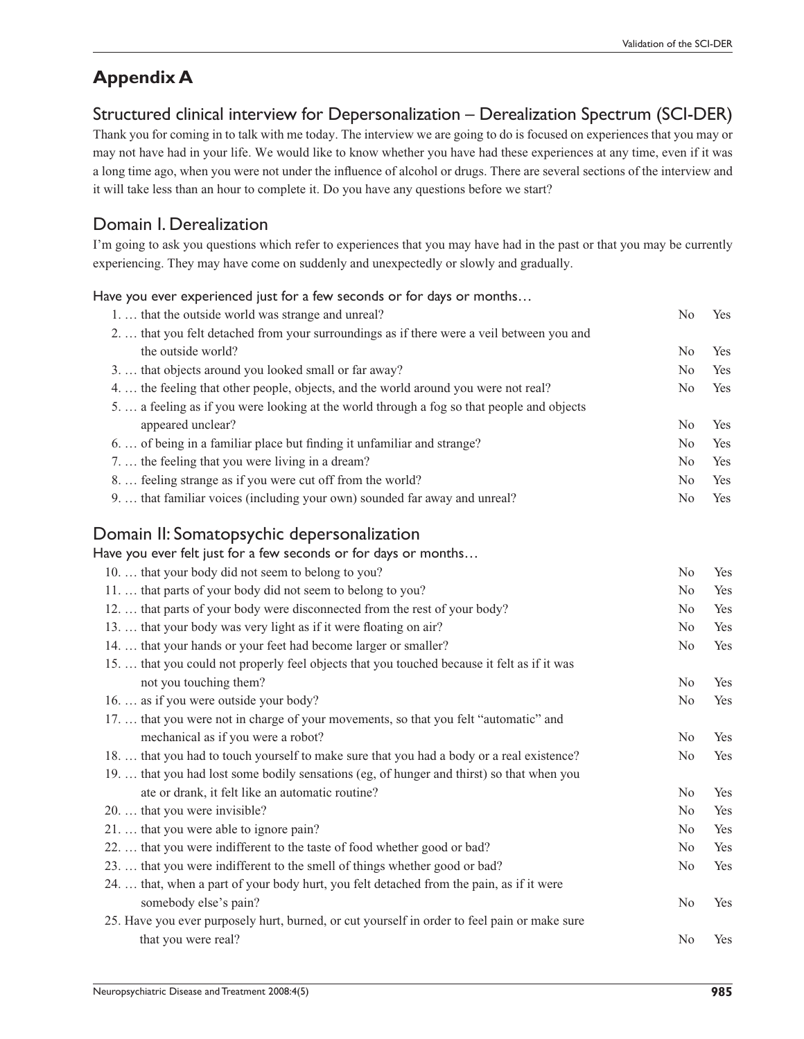## Appendix A

### Structured clinical interview for Depersonalization – Derealization Spectrum (SCI-DER)

Thank you for coming in to talk with me today. The interview we are going to do is focused on experiences that you may or may not have had in your life. We would like to know whether you have had these experiences at any time, even if it was a long time ago, when you were not under the influence of alcohol or drugs. There are several sections of the interview and it will take less than an hour to complete it. Do you have any questions before we start?

### Domain I. Derealization

I'm going to ask you questions which refer to experiences that you may have had in the past or that you may be currently experiencing. They may have come on suddenly and unexpectedly or slowly and gradually.

Have you ever experienced just for a few seconds or for days or months…

| | | |
|---|---|---|
| 1. … that the outside world was strange and unreal? | No | Yes |
| 2. … that you felt detached from your surroundings as if there were a veil between you and the outside world? | No | Yes |
| 3. … that objects around you looked small or far away? | No | Yes |
| 4. … the feeling that other people, objects, and the world around you were not real? | No | Yes |
| 5. … a feeling as if you were looking at the world through a fog so that people and objects appeared unclear? | No | Yes |
| 6. … of being in a familiar place but finding it unfamiliar and strange? | No | Yes |
| 7. … the feeling that you were living in a dream? | No | Yes |
| 8. … feeling strange as if you were cut off from the world? | No | Yes |
| 9. … that familiar voices (including your own) sounded far away and unreal? | No | Yes |

### Domain II: Somatopsychic depersonalization

Have you ever felt just for a few seconds or for days or months…

| | | |
|---|---|---|
| 10. … that your body did not seem to belong to you? | No | Yes |
| 11. … that parts of your body did not seem to belong to you? | No | Yes |
| 12. … that parts of your body were disconnected from the rest of your body? | No | Yes |
| 13. … that your body was very light as if it were floating on air? | No | Yes |
| 14. … that your hands or your feet had become larger or smaller? | No | Yes |
| 15. … that you could not properly feel objects that you touched because it felt as if it was not you touching them? | No | Yes |
| 16. … as if you were outside your body? | No | Yes |
| 17. … that you were not in charge of your movements, so that you felt "automatic" and mechanical as if you were a robot? | No | Yes |
| 18. … that you had to touch yourself to make sure that you had a body or a real existence? | No | Yes |
| 19. … that you had lost some bodily sensations (eg, of hunger and thirst) so that when you ate or drank, it felt like an automatic routine? | No | Yes |
| 20. … that you were invisible? | No | Yes |
| 21. … that you were able to ignore pain? | No | Yes |
| 22. … that you were indifferent to the taste of food whether good or bad? | No | Yes |
| 23. … that you were indifferent to the smell of things whether good or bad? | No | Yes |
| 24. … that, when a part of your body hurt, you felt detached from the pain, as if it were somebody else's pain? | No | Yes |
| 25. Have you ever purposely hurt, burned, or cut yourself in order to feel pain or make sure that you were real? | No | Yes |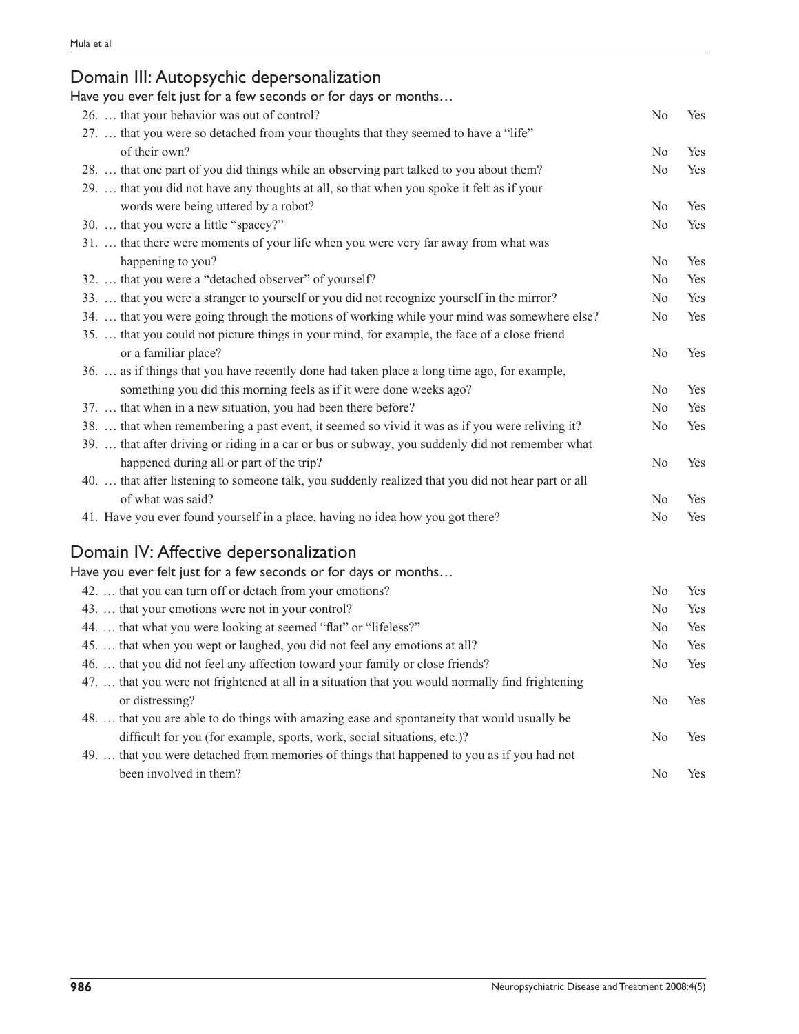## Domain III: Autopsychic depersonalization

Have you ever felt just for a few seconds or for days or months…

| | | |
|---|---|---|
| 26. … that your behavior was out of control? | No | Yes |
| 27. … that you were so detached from your thoughts that they seemed to have a "life" of their own? | No | Yes |
| 28. … that one part of you did things while an observing part talked to you about them? | No | Yes |
| 29. … that you did not have any thoughts at all, so that when you spoke it felt as if your words were being uttered by a robot? | No | Yes |
| 30. … that you were a little "spacey?" | No | Yes |
| 31. … that there were moments of your life when you were very far away from what was happening to you? | No | Yes |
| 32. … that you were a "detached observer" of yourself? | No | Yes |
| 33. … that you were a stranger to yourself or you did not recognize yourself in the mirror? | No | Yes |
| 34. … that you were going through the motions of working while your mind was somewhere else? | No | Yes |
| 35. … that you could not picture things in your mind, for example, the face of a close friend or a familiar place? | No | Yes |
| 36. … as if things that you have recently done had taken place a long time ago, for example, something you did this morning feels as if it were done weeks ago? | No | Yes |
| 37. … that when in a new situation, you had been there before? | No | Yes |
| 38. … that when remembering a past event, it seemed so vivid it was as if you were reliving it? | No | Yes |
| 39. … that after driving or riding in a car or bus or subway, you suddenly did not remember what happened during all or part of the trip? | No | Yes |
| 40. … that after listening to someone talk, you suddenly realized that you did not hear part or all of what was said? | No | Yes |
| 41. Have you ever found yourself in a place, having no idea how you got there? | No | Yes |

## Domain IV: Affective depersonalization

Have you ever felt just for a few seconds or for days or months…

| | | |
|---|---|---|
| 42. … that you can turn off or detach from your emotions? | No | Yes |
| 43. … that your emotions were not in your control? | No | Yes |
| 44. … that what you were looking at seemed "flat" or "lifeless?" | No | Yes |
| 45. … that when you wept or laughed, you did not feel any emotions at all? | No | Yes |
| 46. … that you did not feel any affection toward your family or close friends? | No | Yes |
| 47. … that you were not frightened at all in a situation that you would normally find frightening or distressing? | No | Yes |
| 48. … that you are able to do things with amazing ease and spontaneity that would usually be difficult for you (for example, sports, work, social situations, etc.)? | No | Yes |
| 49. … that you were detached from memories of things that happened to you as if you had not been involved in them? | No | Yes |